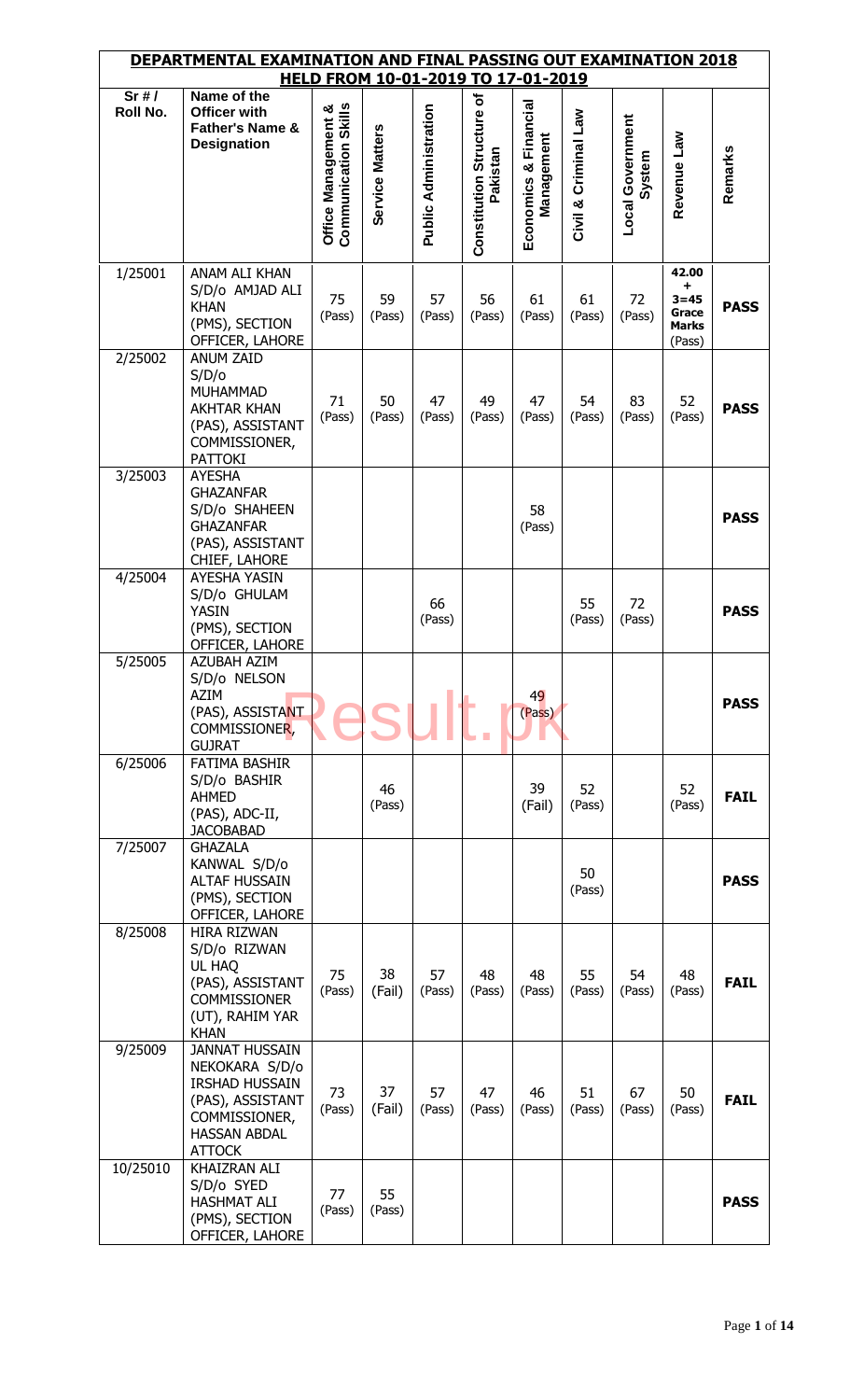# DEPARTMENTAL EXAMINATION AND FINAL PASSING OUT EXAMINATION 2018

## HELD FROM 10-01-2019 TO 17-01-2019

| Sr # / Roll No. | Name of the Officer with Father's Name & Designation | Office Management & Communication Skills | Service Matters | Public Administration | Constitution Structure of Pakistan | Economics & Financial Management | Civil & Criminal Law | Local Government System | Revenue Law | Remarks |
|---|---|---|---|---|---|---|---|---|---|---|
| 1/25001 | ANAM ALI KHAN S/D/o AMJAD ALI KHAN (PMS), SECTION OFFICER, LAHORE | 75 (Pass) | 59 (Pass) | 57 (Pass) | 56 (Pass) | 61 (Pass) | 61 (Pass) | 72 (Pass) | 42.00 + 3=45 Grace Marks (Pass) | **PASS** |
| 2/25002 | ANUM ZAID S/D/o MUHAMMAD AKHTAR KHAN (PAS), ASSISTANT COMMISSIONER, PATTOKI | 71 (Pass) | 50 (Pass) | 47 (Pass) | 49 (Pass) | 47 (Pass) | 54 (Pass) | 83 (Pass) | 52 (Pass) | **PASS** |
| 3/25003 | AYESHA GHAZANFAR S/D/o SHAHEEN GHAZANFAR (PAS), ASSISTANT CHIEF, LAHORE | | | | | 58 (Pass) | | | | **PASS** |
| 4/25004 | AYESHA YASIN S/D/o GHULAM YASIN (PMS), SECTION OFFICER, LAHORE | | | 66 (Pass) | | | 55 (Pass) | 72 (Pass) | | **PASS** |
| 5/25005 | AZUBAH AZIM S/D/o NELSON AZIM (PAS), ASSISTANT COMMISSIONER, GUJRAT | | | | | 49 (Pass) | | | | **PASS** |
| 6/25006 | FATIMA BASHIR S/D/o BASHIR AHMED (PAS), ADC-II, JACOBABAD | | 46 (Pass) | | | 39 (Fail) | 52 (Pass) | | 52 (Pass) | **FAIL** |
| 7/25007 | GHAZALA KANWAL S/D/o ALTAF HUSSAIN (PMS), SECTION OFFICER, LAHORE | | | | | | 50 (Pass) | | | **PASS** |
| 8/25008 | HIRA RIZWAN S/D/o RIZWAN UL HAQ (PAS), ASSISTANT COMMISSIONER (UT), RAHIM YAR KHAN | 75 (Pass) | 38 (Fail) | 57 (Pass) | 48 (Pass) | 48 (Pass) | 55 (Pass) | 54 (Pass) | 48 (Pass) | **FAIL** |
| 9/25009 | JANNAT HUSSAIN NEKOKARA S/D/o IRSHAD HUSSAIN (PAS), ASSISTANT COMMISSIONER, HASSAN ABDAL ATTOCK | 73 (Pass) | 37 (Fail) | 57 (Pass) | 47 (Pass) | 46 (Pass) | 51 (Pass) | 67 (Pass) | 50 (Pass) | **FAIL** |
| 10/25010 | KHAIZRAN ALI S/D/o SYED HASHMAT ALI (PMS), SECTION OFFICER, LAHORE | 77 (Pass) | 55 (Pass) | | | | | | | **PASS** |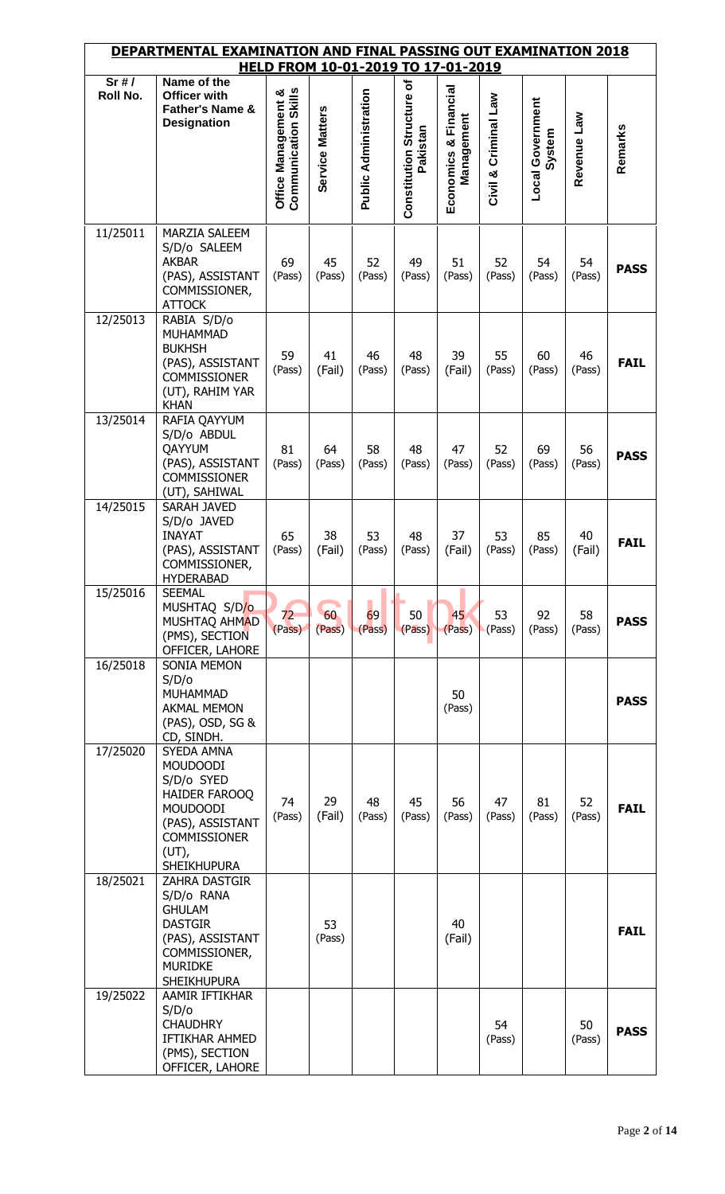# DEPARTMENTAL EXAMINATION AND FINAL PASSING OUT EXAMINATION 2018 HELD FROM 10-01-2019 TO 17-01-2019

| Sr # / Roll No. | Name of the Officer with Father's Name & Designation | Office Management & Communication Skills | Service Matters | Public Administration | Constitution Structure of Pakistan | Economics & Financial Management | Civil & Criminal Law | Local Government System | Revenue Law | Remarks |
|---|---|---|---|---|---|---|---|---|---|---|
| 11/25011 | MARZIA SALEEM S/D/o SALEEM AKBAR (PAS), ASSISTANT COMMISSIONER, ATTOCK | 69 (Pass) | 45 (Pass) | 52 (Pass) | 49 (Pass) | 51 (Pass) | 52 (Pass) | 54 (Pass) | 54 (Pass) | **PASS** |
| 12/25013 | RABIA S/D/o MUHAMMAD BUKHSH (PAS), ASSISTANT COMMISSIONER (UT), RAHIM YAR KHAN | 59 (Pass) | 41 (Fail) | 46 (Pass) | 48 (Pass) | 39 (Fail) | 55 (Pass) | 60 (Pass) | 46 (Pass) | **FAIL** |
| 13/25014 | RAFIA QAYYUM S/D/o ABDUL QAYYUM (PAS), ASSISTANT COMMISSIONER (UT), SAHIWAL | 81 (Pass) | 64 (Pass) | 58 (Pass) | 48 (Pass) | 47 (Pass) | 52 (Pass) | 69 (Pass) | 56 (Pass) | **PASS** |
| 14/25015 | SARAH JAVED S/D/o JAVED INAYAT (PAS), ASSISTANT COMMISSIONER, HYDERABAD | 65 (Pass) | 38 (Fail) | 53 (Pass) | 48 (Pass) | 37 (Fail) | 53 (Pass) | 85 (Pass) | 40 (Fail) | **FAIL** |
| 15/25016 | SEEMAL MUSHTAQ S/D/o MUSHTAQ AHMAD (PMS), SECTION OFFICER, LAHORE | 72 (Pass) | 60 (Pass) | 69 (Pass) | 50 (Pass) | 45 (Pass) | 53 (Pass) | 92 (Pass) | 58 (Pass) | **PASS** |
| 16/25018 | SONIA MEMON S/D/o MUHAMMAD AKMAL MEMON (PAS), OSD, SG & CD, SINDH. | | | | | 50 (Pass) | | | | **PASS** |
| 17/25020 | SYEDA AMNA MOUDOODI S/D/o SYED HAIDER FAROOQ MOUDOODI (PAS), ASSISTANT COMMISSIONER (UT), SHEIKHUPURA | 74 (Pass) | 29 (Fail) | 48 (Pass) | 45 (Pass) | 56 (Pass) | 47 (Pass) | 81 (Pass) | 52 (Pass) | **FAIL** |
| 18/25021 | ZAHRA DASTGIR S/D/o RANA GHULAM DASTGIR (PAS), ASSISTANT COMMISSIONER, MURIDKE SHEIKHUPURA | | 53 (Pass) | | | 40 (Fail) | | | | **FAIL** |
| 19/25022 | AAMIR IFTIKHAR S/D/o CHAUDHRY IFTIKHAR AHMED (PMS), SECTION OFFICER, LAHORE | | | | | | 54 (Pass) | | 50 (Pass) | **PASS** |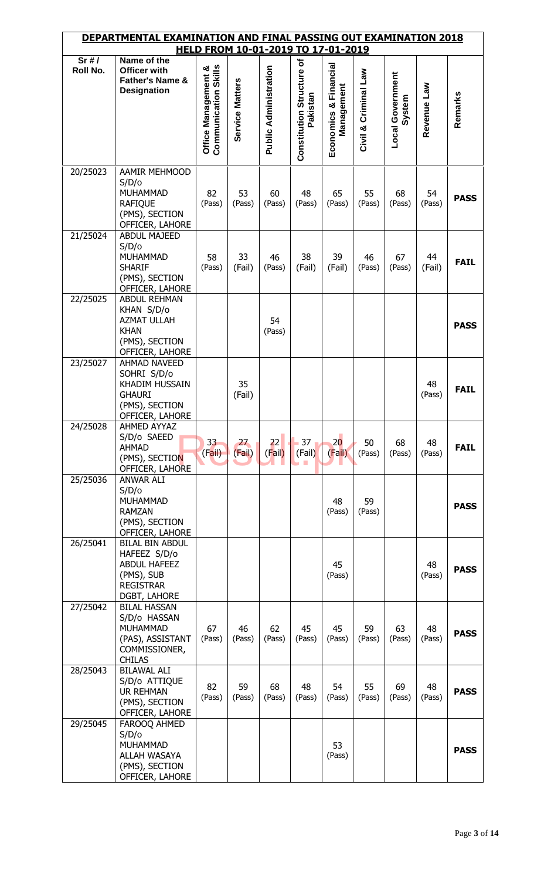## DEPARTMENTAL EXAMINATION AND FINAL PASSING OUT EXAMINATION 2018
### HELD FROM 10-01-2019 TO 17-01-2019

| Sr # / Roll No. | Name of the Officer with Father's Name & Designation | Office Management & Communication Skills | Service Matters | Public Administration | Constitution Structure of Pakistan | Economics & Financial Management | Civil & Criminal Law | Local Government System | Revenue Law | Remarks |
|---|---|---|---|---|---|---|---|---|---|---|
| 20/25023 | AAMIR MEHMOOD S/D/o MUHAMMAD RAFIQUE (PMS), SECTION OFFICER, LAHORE | 82 (Pass) | 53 (Pass) | 60 (Pass) | 48 (Pass) | 65 (Pass) | 55 (Pass) | 68 (Pass) | 54 (Pass) | **PASS** |
| 21/25024 | ABDUL MAJEED S/D/o MUHAMMAD SHARIF (PMS), SECTION OFFICER, LAHORE | 58 (Pass) | 33 (Fail) | 46 (Pass) | 38 (Fail) | 39 (Fail) | 46 (Pass) | 67 (Pass) | 44 (Fail) | **FAIL** |
| 22/25025 | ABDUL REHMAN KHAN S/D/o AZMAT ULLAH KHAN (PMS), SECTION OFFICER, LAHORE | | | 54 (Pass) | | | | | | **PASS** |
| 23/25027 | AHMAD NAVEED SOHRI S/D/o KHADIM HUSSAIN GHAURI (PMS), SECTION OFFICER, LAHORE | | 35 (Fail) | | | | | | 48 (Pass) | **FAIL** |
| 24/25028 | AHMED AYYAZ S/D/o SAEED AHMAD (PMS), SECTION OFFICER, LAHORE | 33 (Fail) | 27 (Fail) | 22 (Fail) | 37 (Fail) | 20 (Fail) | 50 (Pass) | 68 (Pass) | 48 (Pass) | **FAIL** |
| 25/25036 | ANWAR ALI S/D/o MUHAMMAD RAMZAN (PMS), SECTION OFFICER, LAHORE | | | | | 48 (Pass) | 59 (Pass) | | | **PASS** |
| 26/25041 | BILAL BIN ABDUL HAFEEZ S/D/o ABDUL HAFEEZ (PMS), SUB REGISTRAR DGBT, LAHORE | | | | | 45 (Pass) | | | 48 (Pass) | **PASS** |
| 27/25042 | BILAL HASSAN S/D/o HASSAN MUHAMMAD (PAS), ASSISTANT COMMISSIONER, CHILAS | 67 (Pass) | 46 (Pass) | 62 (Pass) | 45 (Pass) | 45 (Pass) | 59 (Pass) | 63 (Pass) | 48 (Pass) | **PASS** |
| 28/25043 | BILAWAL ALI S/D/o ATTIQUE UR REHMAN (PMS), SECTION OFFICER, LAHORE | 82 (Pass) | 59 (Pass) | 68 (Pass) | 48 (Pass) | 54 (Pass) | 55 (Pass) | 69 (Pass) | 48 (Pass) | **PASS** |
| 29/25045 | FAROOQ AHMED S/D/o MUHAMMAD ALLAH WASAYA (PMS), SECTION OFFICER, LAHORE | | | | | 53 (Pass) | | | | **PASS** |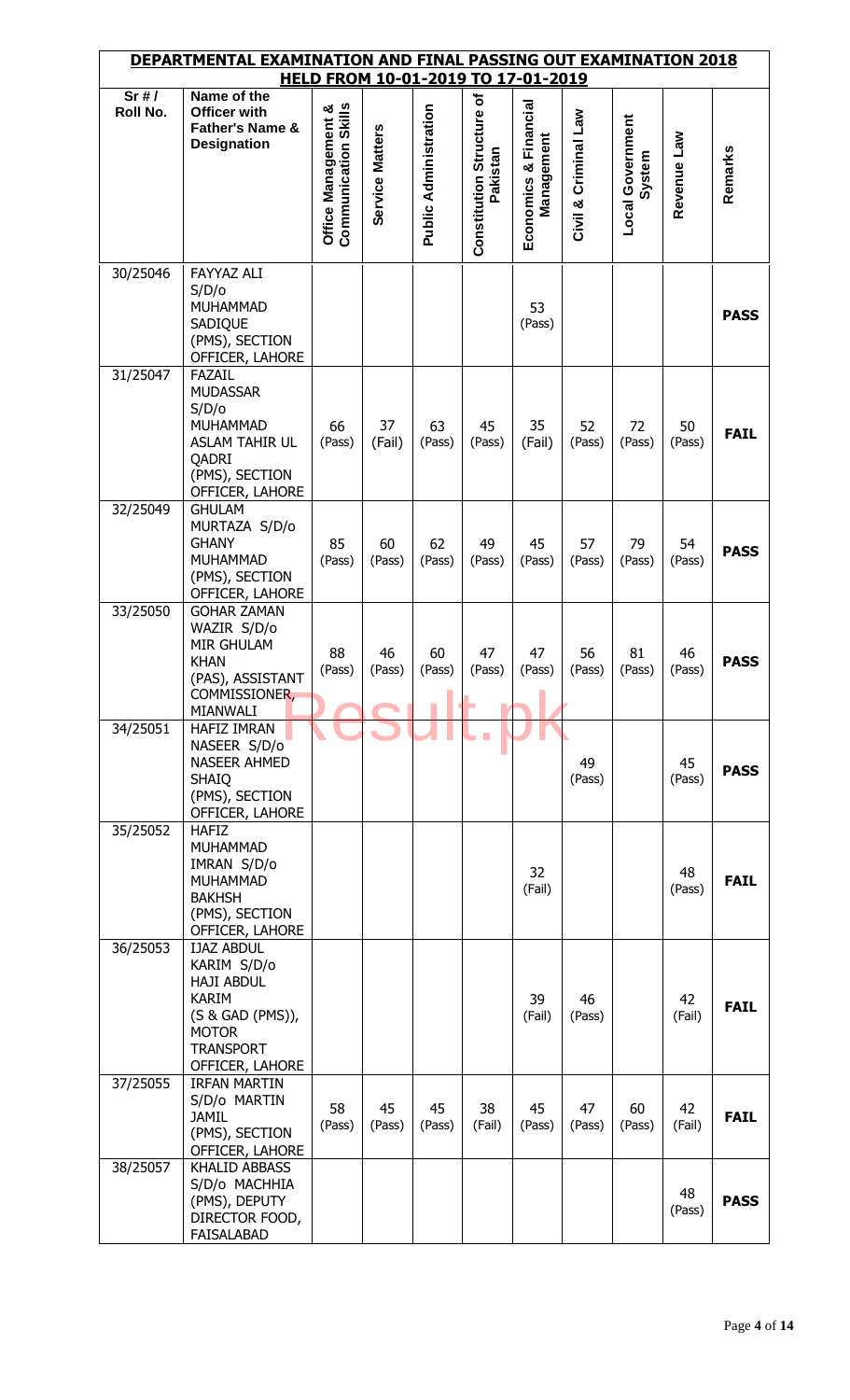## DEPARTMENTAL EXAMINATION AND FINAL PASSING OUT EXAMINATION 2018

### HELD FROM 10-01-2019 TO 17-01-2019

| Sr # / Roll No. | Name of the Officer with Father's Name & Designation | Office Management & Communication Skills | Service Matters | Public Administration | Constitution Structure of Pakistan | Economics & Financial Management | Civil & Criminal Law | Local Government System | Revenue Law | Remarks |
|---|---|---|---|---|---|---|---|---|---|---|
| 30/25046 | FAYYAZ ALI S/D/o MUHAMMAD SADIQUE (PMS), SECTION OFFICER, LAHORE | | | | | 53 (Pass) | | | | **PASS** |
| 31/25047 | FAZAIL MUDASSAR S/D/o MUHAMMAD ASLAM TAHIR UL QADRI (PMS), SECTION OFFICER, LAHORE | 66 (Pass) | 37 (Fail) | 63 (Pass) | 45 (Pass) | 35 (Fail) | 52 (Pass) | 72 (Pass) | 50 (Pass) | **FAIL** |
| 32/25049 | GHULAM MURTAZA S/D/o GHANY MUHAMMAD (PMS), SECTION OFFICER, LAHORE | 85 (Pass) | 60 (Pass) | 62 (Pass) | 49 (Pass) | 45 (Pass) | 57 (Pass) | 79 (Pass) | 54 (Pass) | **PASS** |
| 33/25050 | GOHAR ZAMAN WAZIR S/D/o MIR GHULAM KHAN (PAS), ASSISTANT COMMISSIONER, MIANWALI | 88 (Pass) | 46 (Pass) | 60 (Pass) | 47 (Pass) | 47 (Pass) | 56 (Pass) | 81 (Pass) | 46 (Pass) | **PASS** |
| 34/25051 | HAFIZ IMRAN NASEER S/D/o NASEER AHMED SHAIQ (PMS), SECTION OFFICER, LAHORE | | | | | | 49 (Pass) | | 45 (Pass) | **PASS** |
| 35/25052 | HAFIZ MUHAMMAD IMRAN S/D/o MUHAMMAD BAKHSH (PMS), SECTION OFFICER, LAHORE | | | | | 32 (Fail) | | | 48 (Pass) | **FAIL** |
| 36/25053 | IJAZ ABDUL KARIM S/D/o HAJI ABDUL KARIM (S & GAD (PMS)), MOTOR TRANSPORT OFFICER, LAHORE | | | | | 39 (Fail) | 46 (Pass) | | 42 (Fail) | **FAIL** |
| 37/25055 | IRFAN MARTIN S/D/o MARTIN JAMIL (PMS), SECTION OFFICER, LAHORE | 58 (Pass) | 45 (Pass) | 45 (Pass) | 38 (Fail) | 45 (Pass) | 47 (Pass) | 60 (Pass) | 42 (Fail) | **FAIL** |
| 38/25057 | KHALID ABBASS S/D/o MACHHIA (PMS), DEPUTY DIRECTOR FOOD, FAISALABAD | | | | | | | | 48 (Pass) | **PASS** |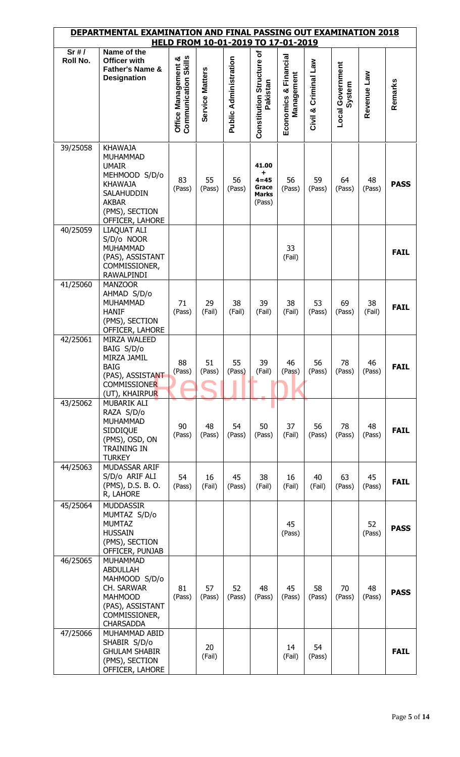## DEPARTMENTAL EXAMINATION AND FINAL PASSING OUT EXAMINATION 2018 HELD FROM 10-01-2019 TO 17-01-2019

| Sr # / Roll No. | Name of the Officer with Father's Name & Designation | Office Management & Communication Skills | Service Matters | Public Administration | Constitution Structure of Pakistan | Economics & Financial Management | Civil & Criminal Law | Local Government System | Revenue Law | Remarks |
|---|---|---|---|---|---|---|---|---|---|---|
| 39/25058 | KHAWAJA MUHAMMAD UMAIR MEHMOOD S/D/o KHAWAJA SALAHUDDIN AKBAR (PMS), SECTION OFFICER, LAHORE | 83 (Pass) | 55 (Pass) | 56 (Pass) | 41.00 + 4=45 Grace Marks (Pass) | 56 (Pass) | 59 (Pass) | 64 (Pass) | 48 (Pass) | **PASS** |
| 40/25059 | LIAQUAT ALI S/D/o NOOR MUHAMMAD (PAS), ASSISTANT COMMISSIONER, RAWALPINDI | | | | | 33 (Fail) | | | | **FAIL** |
| 41/25060 | MANZOOR AHMAD S/D/o MUHAMMAD HANIF (PMS), SECTION OFFICER, LAHORE | 71 (Pass) | 29 (Fail) | 38 (Fail) | 39 (Fail) | 38 (Fail) | 53 (Pass) | 69 (Pass) | 38 (Fail) | **FAIL** |
| 42/25061 | MIRZA WALEED BAIG S/D/o MIRZA JAMIL BAIG (PAS), ASSISTANT COMMISSIONER (UT), KHAIRPUR | 88 (Pass) | 51 (Pass) | 55 (Pass) | 39 (Fail) | 46 (Pass) | 56 (Pass) | 78 (Pass) | 46 (Pass) | **FAIL** |
| 43/25062 | MUBARIK ALI RAZA S/D/o MUHAMMAD SIDDIQUE (PMS), OSD, ON TRAINING IN TURKEY | 90 (Pass) | 48 (Pass) | 54 (Pass) | 50 (Pass) | 37 (Fail) | 56 (Pass) | 78 (Pass) | 48 (Pass) | **FAIL** |
| 44/25063 | MUDASSAR ARIF S/D/o ARIF ALI (PMS), D.S. B. O. R, LAHORE | 54 (Pass) | 16 (Fail) | 45 (Pass) | 38 (Fail) | 16 (Fail) | 40 (Fail) | 63 (Pass) | 45 (Pass) | **FAIL** |
| 45/25064 | MUDDASSIR MUMTAZ S/D/o MUMTAZ HUSSAIN (PMS), SECTION OFFICER, PUNJAB | | | | | 45 (Pass) | | | 52 (Pass) | **PASS** |
| 46/25065 | MUHAMMAD ABDULLAH MAHMOOD S/D/o CH. SARWAR MAHMOOD (PAS), ASSISTANT COMMISSIONER, CHARSADDA | 81 (Pass) | 57 (Pass) | 52 (Pass) | 48 (Pass) | 45 (Pass) | 58 (Pass) | 70 (Pass) | 48 (Pass) | **PASS** |
| 47/25066 | MUHAMMAD ABID SHABIR S/D/o GHULAM SHABIR (PMS), SECTION OFFICER, LAHORE | | 20 (Fail) | | | 14 (Fail) | 54 (Pass) | | | **FAIL** |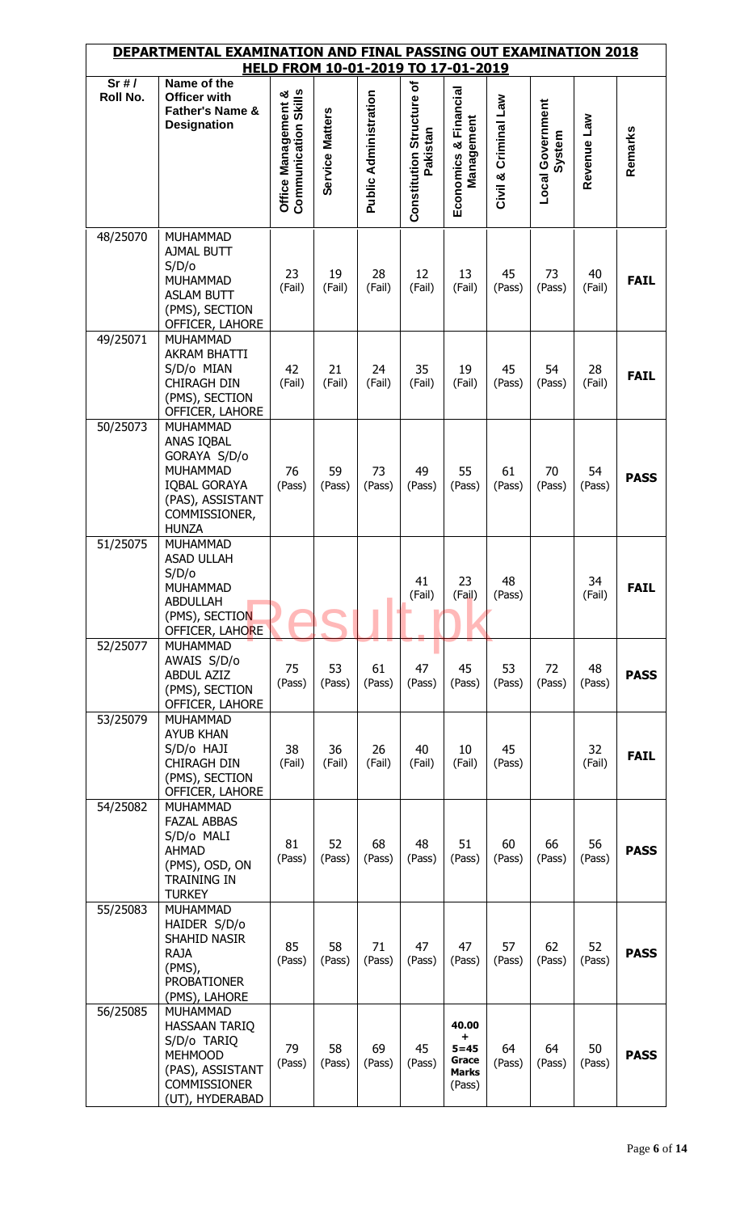**DEPARTMENTAL EXAMINATION AND FINAL PASSING OUT EXAMINATION 2018**
**HELD FROM 10-01-2019 TO 17-01-2019**

| Sr # / Roll No. | Name of the Officer with Father's Name & Designation | Office Management & Communication Skills | Service Matters | Public Administration | Constitution Structure of Pakistan | Economics & Financial Management | Civil & Criminal Law | Local Government System | Revenue Law | Remarks |
|---|---|---|---|---|---|---|---|---|---|---|
| 48/25070 | MUHAMMAD AJMAL BUTT S/D/o MUHAMMAD ASLAM BUTT (PMS), SECTION OFFICER, LAHORE | 23 (Fail) | 19 (Fail) | 28 (Fail) | 12 (Fail) | 13 (Fail) | 45 (Pass) | 73 (Pass) | 40 (Fail) | **FAIL** |
| 49/25071 | MUHAMMAD AKRAM BHATTI S/D/o MIAN CHIRAGH DIN (PMS), SECTION OFFICER, LAHORE | 42 (Fail) | 21 (Fail) | 24 (Fail) | 35 (Fail) | 19 (Fail) | 45 (Pass) | 54 (Pass) | 28 (Fail) | **FAIL** |
| 50/25073 | MUHAMMAD ANAS IQBAL GORAYA S/D/o MUHAMMAD IQBAL GORAYA (PAS), ASSISTANT COMMISSIONER, HUNZA | 76 (Pass) | 59 (Pass) | 73 (Pass) | 49 (Pass) | 55 (Pass) | 61 (Pass) | 70 (Pass) | 54 (Pass) | **PASS** |
| 51/25075 | MUHAMMAD ASAD ULLAH S/D/o MUHAMMAD ABDULLAH (PMS), SECTION OFFICER, LAHORE | | | | 41 (Fail) | 23 (Fail) | 48 (Pass) | | 34 (Fail) | **FAIL** |
| 52/25077 | MUHAMMAD AWAIS S/D/o ABDUL AZIZ (PMS), SECTION OFFICER, LAHORE | 75 (Pass) | 53 (Pass) | 61 (Pass) | 47 (Pass) | 45 (Pass) | 53 (Pass) | 72 (Pass) | 48 (Pass) | **PASS** |
| 53/25079 | MUHAMMAD AYUB KHAN S/D/o HAJI CHIRAGH DIN (PMS), SECTION OFFICER, LAHORE | 38 (Fail) | 36 (Fail) | 26 (Fail) | 40 (Fail) | 10 (Fail) | 45 (Pass) | | 32 (Fail) | **FAIL** |
| 54/25082 | MUHAMMAD FAZAL ABBAS S/D/o MALI AHMAD (PMS), OSD, ON TRAINING IN TURKEY | 81 (Pass) | 52 (Pass) | 68 (Pass) | 48 (Pass) | 51 (Pass) | 60 (Pass) | 66 (Pass) | 56 (Pass) | **PASS** |
| 55/25083 | MUHAMMAD HAIDER S/D/o SHAHID NASIR RAJA (PMS), PROBATIONER (PMS), LAHORE | 85 (Pass) | 58 (Pass) | 71 (Pass) | 47 (Pass) | 47 (Pass) | 57 (Pass) | 62 (Pass) | 52 (Pass) | **PASS** |
| 56/25085 | MUHAMMAD HASSAAN TARIQ S/D/o TARIQ MEHMOOD (PAS), ASSISTANT COMMISSIONER (UT), HYDERABAD | 79 (Pass) | 58 (Pass) | 69 (Pass) | 45 (Pass) | **40.00 + 5=45 Grace Marks** (Pass) | 64 (Pass) | 64 (Pass) | 50 (Pass) | **PASS** |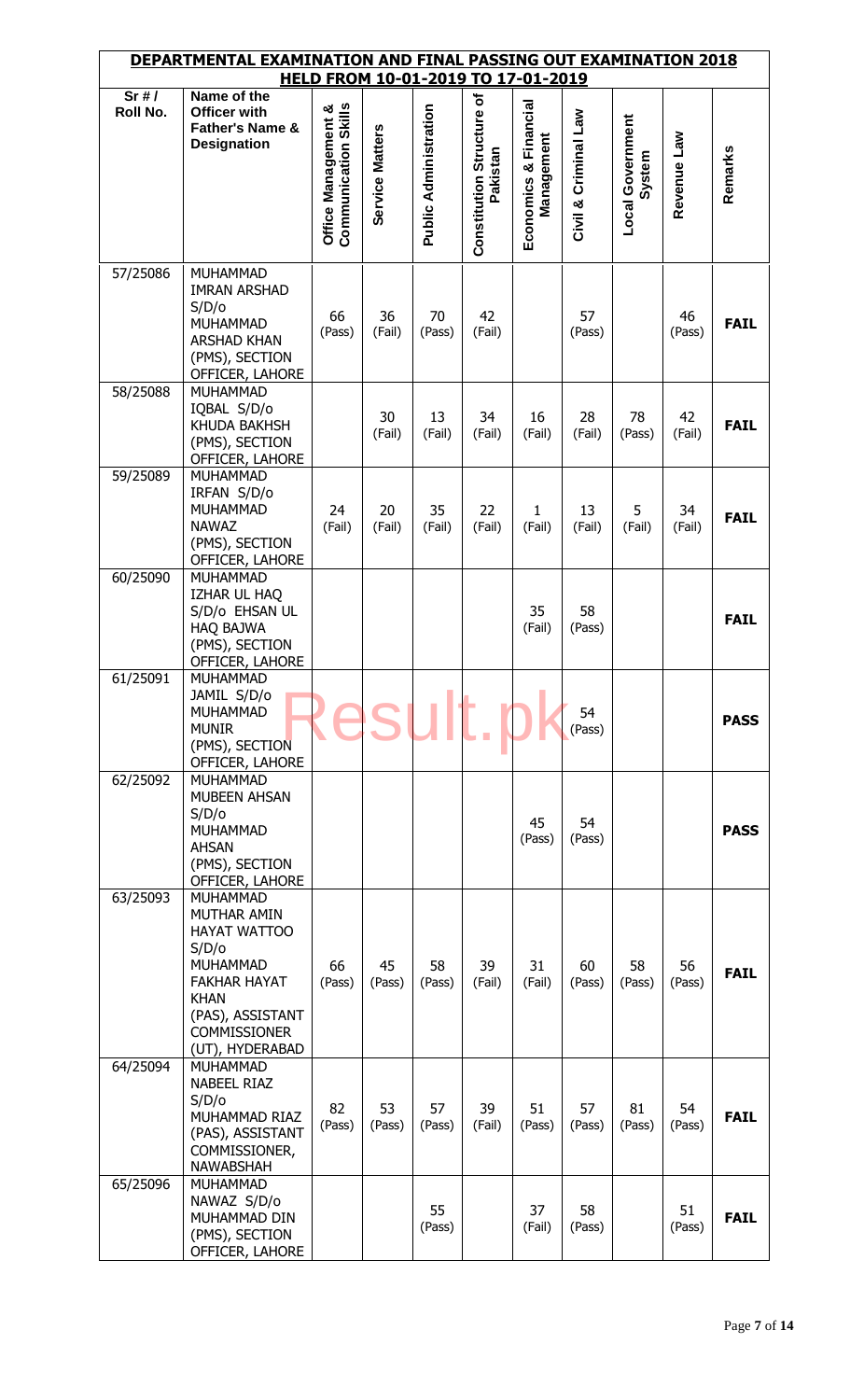## DEPARTMENTAL EXAMINATION AND FINAL PASSING OUT EXAMINATION 2018
### HELD FROM 10-01-2019 TO 17-01-2019

| Sr # / Roll No. | Name of the Officer with Father's Name & Designation | Office Management & Communication Skills | Service Matters | Public Administration | Constitution Structure of Pakistan | Economics & Financial Management | Civil & Criminal Law | Local Government System | Revenue Law | Remarks |
|---|---|---|---|---|---|---|---|---|---|---|
| 57/25086 | MUHAMMAD IMRAN ARSHAD S/D/o MUHAMMAD ARSHAD KHAN (PMS), SECTION OFFICER, LAHORE | 66 (Pass) | 36 (Fail) | 70 (Pass) | 42 (Fail) | | 57 (Pass) | | 46 (Pass) | **FAIL** |
| 58/25088 | MUHAMMAD IQBAL S/D/o KHUDA BAKHSH (PMS), SECTION OFFICER, LAHORE | | 30 (Fail) | 13 (Fail) | 34 (Fail) | 16 (Fail) | 28 (Fail) | 78 (Pass) | 42 (Fail) | **FAIL** |
| 59/25089 | MUHAMMAD IRFAN S/D/o MUHAMMAD NAWAZ (PMS), SECTION OFFICER, LAHORE | 24 (Fail) | 20 (Fail) | 35 (Fail) | 22 (Fail) | 1 (Fail) | 13 (Fail) | 5 (Fail) | 34 (Fail) | **FAIL** |
| 60/25090 | MUHAMMAD IZHAR UL HAQ S/D/o EHSAN UL HAQ BAJWA (PMS), SECTION OFFICER, LAHORE | | | | | 35 (Fail) | 58 (Pass) | | | **FAIL** |
| 61/25091 | MUHAMMAD JAMIL S/D/o MUHAMMAD MUNIR (PMS), SECTION OFFICER, LAHORE | | | | | | 54 (Pass) | | | **PASS** |
| 62/25092 | MUHAMMAD MUBEEN AHSAN S/D/o MUHAMMAD AHSAN (PMS), SECTION OFFICER, LAHORE | | | | | 45 (Pass) | 54 (Pass) | | | **PASS** |
| 63/25093 | MUHAMMAD MUTHAR AMIN HAYAT WATTOO S/D/o MUHAMMAD FAKHAR HAYAT KHAN (PAS), ASSISTANT COMMISSIONER (UT), HYDERABAD | 66 (Pass) | 45 (Pass) | 58 (Pass) | 39 (Fail) | 31 (Fail) | 60 (Pass) | 58 (Pass) | 56 (Pass) | **FAIL** |
| 64/25094 | MUHAMMAD NABEEL RIAZ S/D/o MUHAMMAD RIAZ (PAS), ASSISTANT COMMISSIONER, NAWABSHAH | 82 (Pass) | 53 (Pass) | 57 (Pass) | 39 (Fail) | 51 (Pass) | 57 (Pass) | 81 (Pass) | 54 (Pass) | **FAIL** |
| 65/25096 | MUHAMMAD NAWAZ S/D/o MUHAMMAD DIN (PMS), SECTION OFFICER, LAHORE | | | 55 (Pass) | | 37 (Fail) | 58 (Pass) | | 51 (Pass) | **FAIL** |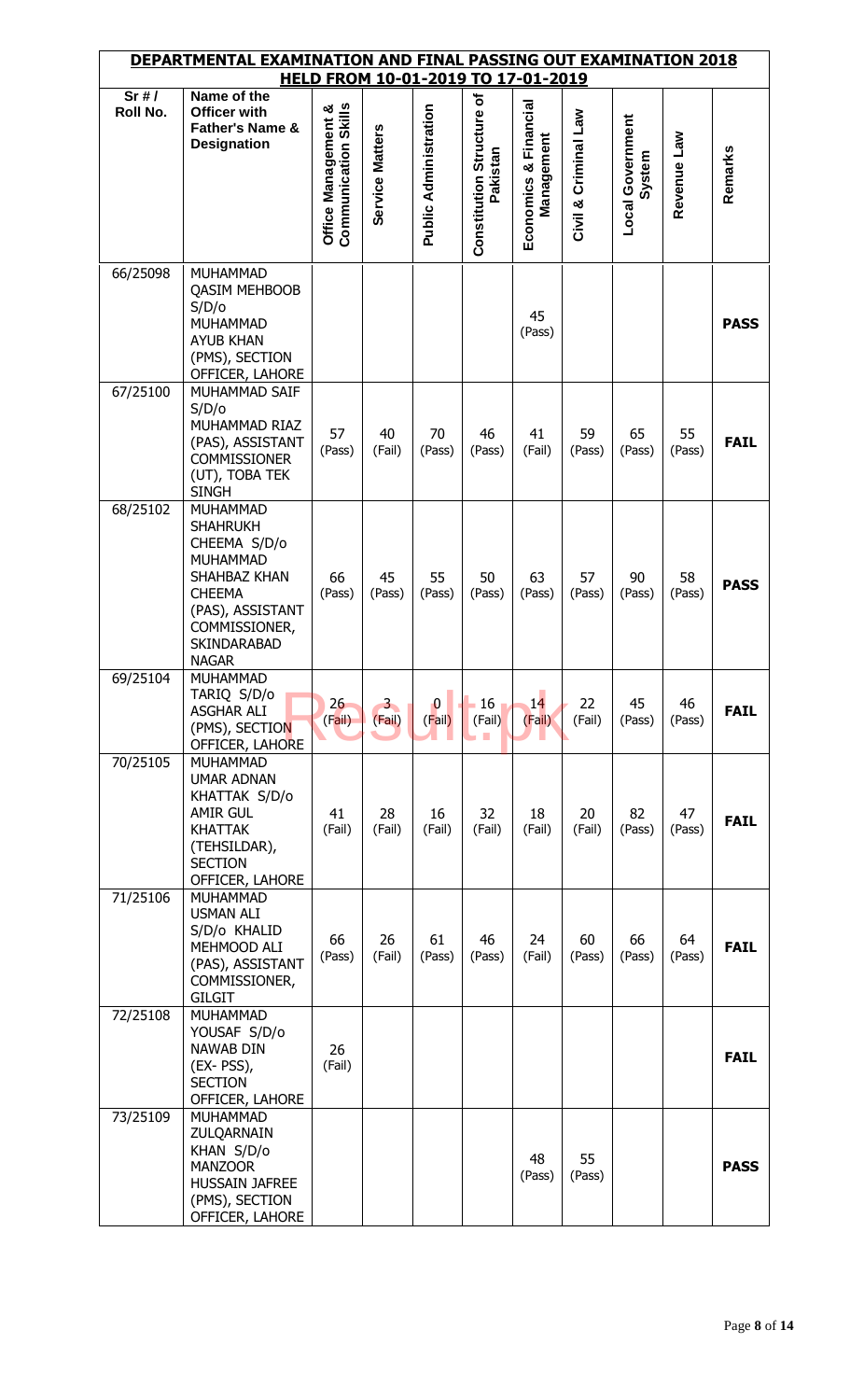# DEPARTMENTAL EXAMINATION AND FINAL PASSING OUT EXAMINATION 2018

## HELD FROM 10-01-2019 TO 17-01-2019

| Sr # / Roll No. | Name of the Officer with Father's Name & Designation | Office Management & Communication Skills | Service Matters | Public Administration | Constitution Structure of Pakistan | Economics & Financial Management | Civil & Criminal Law | Local Government System | Revenue Law | Remarks |
|---|---|---|---|---|---|---|---|---|---|---|
| 66/25098 | MUHAMMAD QASIM MEHBOOB S/D/o MUHAMMAD AYUB KHAN (PMS), SECTION OFFICER, LAHORE | | | | | 45 (Pass) | | | | **PASS** |
| 67/25100 | MUHAMMAD SAIF S/D/o MUHAMMAD RIAZ (PAS), ASSISTANT COMMISSIONER (UT), TOBA TEK SINGH | 57 (Pass) | 40 (Fail) | 70 (Pass) | 46 (Pass) | 41 (Fail) | 59 (Pass) | 65 (Pass) | 55 (Pass) | **FAIL** |
| 68/25102 | MUHAMMAD SHAHRUKH CHEEMA S/D/o MUHAMMAD SHAHBAZ KHAN CHEEMA (PAS), ASSISTANT COMMISSIONER, SKINDARABAD NAGAR | 66 (Pass) | 45 (Pass) | 55 (Pass) | 50 (Pass) | 63 (Pass) | 57 (Pass) | 90 (Pass) | 58 (Pass) | **PASS** |
| 69/25104 | MUHAMMAD TARIQ S/D/o ASGHAR ALI (PMS), SECTION OFFICER, LAHORE | 26 (Fail) | 3 (Fail) | 0 (Fail) | 16 (Fail) | 14 (Fail) | 22 (Fail) | 45 (Pass) | 46 (Pass) | **FAIL** |
| 70/25105 | MUHAMMAD UMAR ADNAN KHATTAK S/D/o AMIR GUL KHATTAK (TEHSILDAR), SECTION OFFICER, LAHORE | 41 (Fail) | 28 (Fail) | 16 (Fail) | 32 (Fail) | 18 (Fail) | 20 (Fail) | 82 (Pass) | 47 (Pass) | **FAIL** |
| 71/25106 | MUHAMMAD USMAN ALI S/D/o KHALID MEHMOOD ALI (PAS), ASSISTANT COMMISSIONER, GILGIT | 66 (Pass) | 26 (Fail) | 61 (Pass) | 46 (Pass) | 24 (Fail) | 60 (Pass) | 66 (Pass) | 64 (Pass) | **FAIL** |
| 72/25108 | MUHAMMAD YOUSAF S/D/o NAWAB DIN (EX- PSS), SECTION OFFICER, LAHORE | 26 (Fail) | | | | | | | | **FAIL** |
| 73/25109 | MUHAMMAD ZULQARNAIN KHAN S/D/o MANZOOR HUSSAIN JAFREE (PMS), SECTION OFFICER, LAHORE | | | | | 48 (Pass) | 55 (Pass) | | | **PASS** |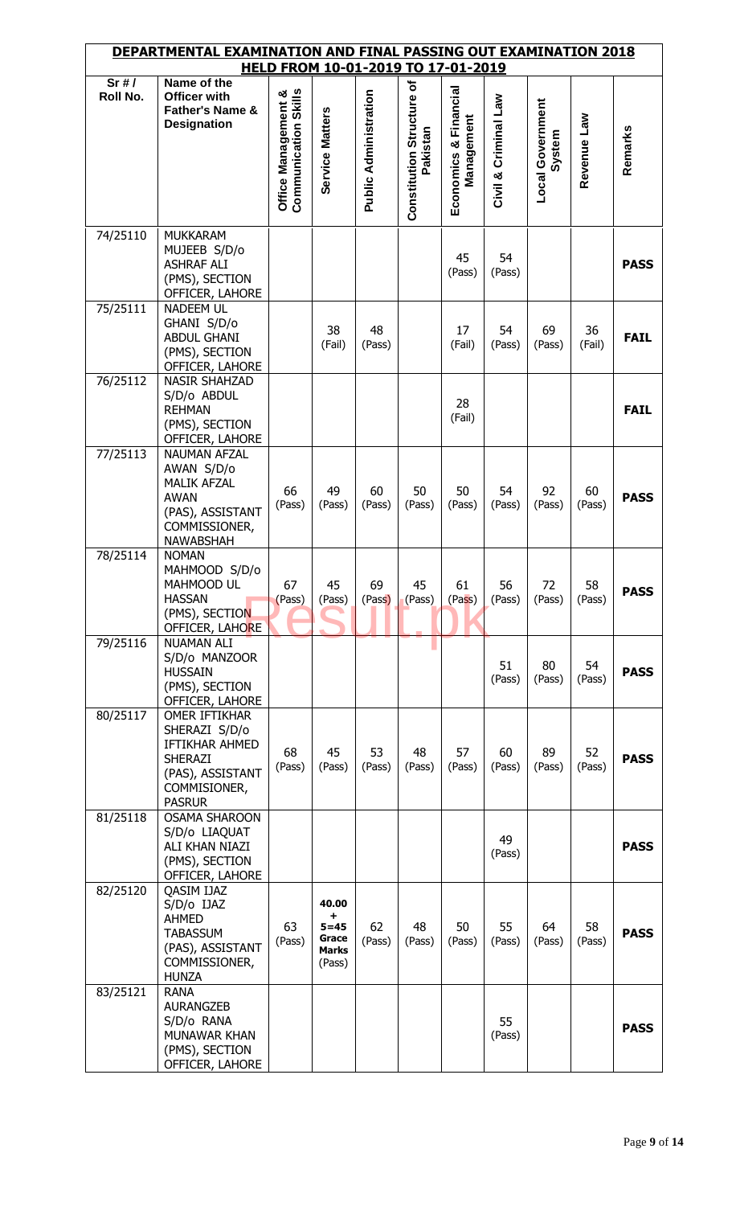| DEPARTMENTAL EXAMINATION AND FINAL PASSING OUT EXAMINATION 2018 HELD FROM 10-01-2019 TO 17-01-2019 | | | | | | | | | | |
|---|---|---|---|---|---|---|---|---|---|---|
| Sr # / Roll No. | Name of the Officer with Father's Name & Designation | Office Management & Communication Skills | Service Matters | Public Administration | Constitution Structure of Pakistan | Economics & Financial Management | Civil & Criminal Law | Local Government System | Revenue Law | Remarks |
| 74/25110 | MUKKARAM MUJEEB S/D/o ASHRAF ALI (PMS), SECTION OFFICER, LAHORE | | | | | 45 (Pass) | 54 (Pass) | | | **PASS** |
| 75/25111 | NADEEM UL GHANI S/D/o ABDUL GHANI (PMS), SECTION OFFICER, LAHORE | | 38 (Fail) | 48 (Pass) | | 17 (Fail) | 54 (Pass) | 69 (Pass) | 36 (Fail) | **FAIL** |
| 76/25112 | NASIR SHAHZAD S/D/o ABDUL REHMAN (PMS), SECTION OFFICER, LAHORE | | | | | 28 (Fail) | | | | **FAIL** |
| 77/25113 | NAUMAN AFZAL AWAN S/D/o MALIK AFZAL AWAN (PAS), ASSISTANT COMMISSIONER, NAWABSHAH | 66 (Pass) | 49 (Pass) | 60 (Pass) | 50 (Pass) | 50 (Pass) | 54 (Pass) | 92 (Pass) | 60 (Pass) | **PASS** |
| 78/25114 | NOMAN MAHMOOD S/D/o MAHMOOD UL HASSAN (PMS), SECTION OFFICER, LAHORE | 67 (Pass) | 45 (Pass) | 69 (Pass) | 45 (Pass) | 61 (Pass) | 56 (Pass) | 72 (Pass) | 58 (Pass) | **PASS** |
| 79/25116 | NUAMAN ALI S/D/o MANZOOR HUSSAIN (PMS), SECTION OFFICER, LAHORE | | | | | | 51 (Pass) | 80 (Pass) | 54 (Pass) | **PASS** |
| 80/25117 | OMER IFTIKHAR SHERAZI S/D/o IFTIKHAR AHMED SHERAZI (PAS), ASSISTANT COMMISIONER, PASRUR | 68 (Pass) | 45 (Pass) | 53 (Pass) | 48 (Pass) | 57 (Pass) | 60 (Pass) | 89 (Pass) | 52 (Pass) | **PASS** |
| 81/25118 | OSAMA SHAROON S/D/o LIAQUAT ALI KHAN NIAZI (PMS), SECTION OFFICER, LAHORE | | | | | | 49 (Pass) | | | **PASS** |
| 82/25120 | QASIM IJAZ S/D/o IJAZ AHMED TABASSUM (PAS), ASSISTANT COMMISSIONER, HUNZA | 63 (Pass) | **40.00 + 5=45 Grace Marks** (Pass) | 62 (Pass) | 48 (Pass) | 50 (Pass) | 55 (Pass) | 64 (Pass) | 58 (Pass) | **PASS** |
| 83/25121 | RANA AURANGZEB S/D/o RANA MUNAWAR KHAN (PMS), SECTION OFFICER, LAHORE | | | | | | 55 (Pass) | | | **PASS** |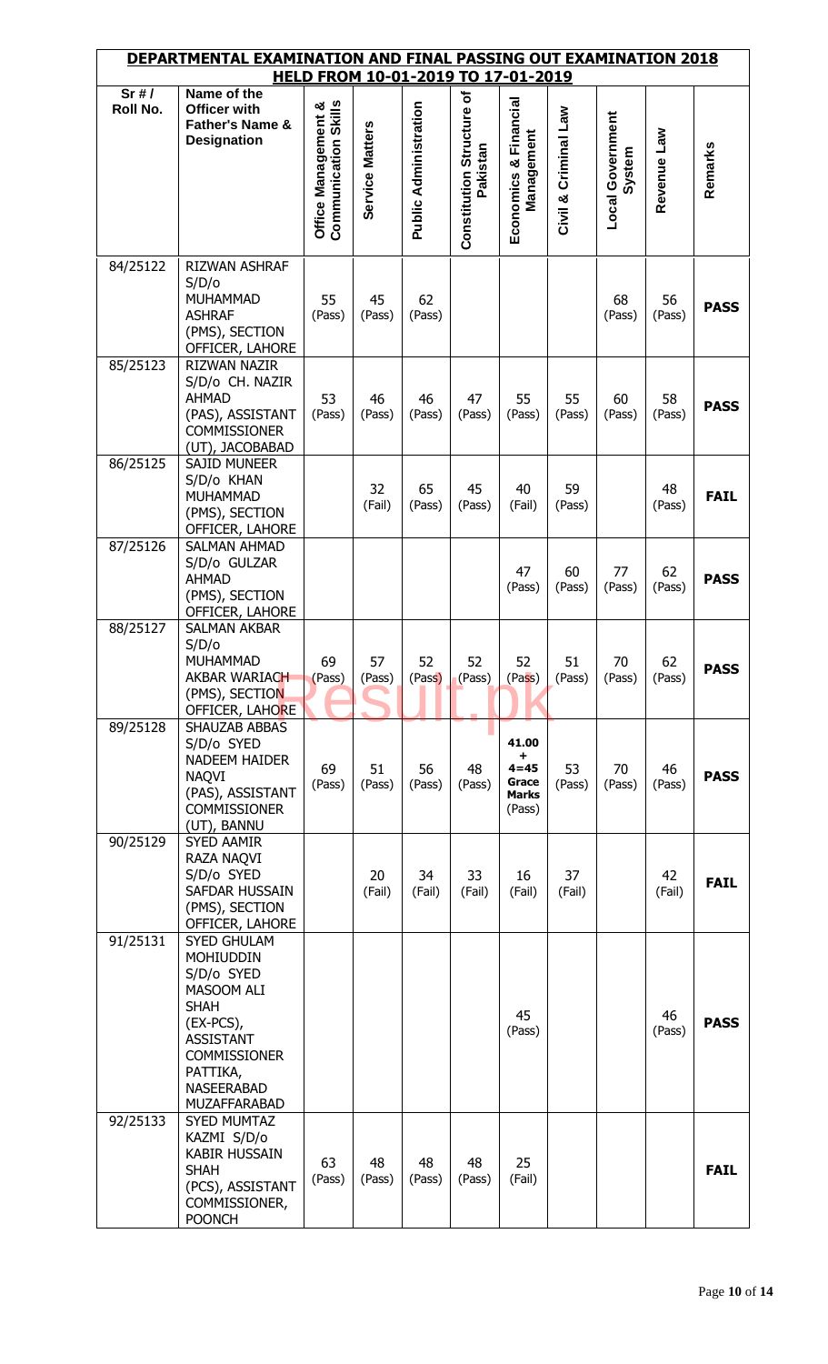# DEPARTMENTAL EXAMINATION AND FINAL PASSING OUT EXAMINATION 2018
## HELD FROM 10-01-2019 TO 17-01-2019

| Sr # / Roll No. | Name of the Officer with Father's Name & Designation | Office Management & Communication Skills | Service Matters | Public Administration | Constitution Structure of Pakistan | Economics & Financial Management | Civil & Criminal Law | Local Government System | Revenue Law | Remarks |
|---|---|---|---|---|---|---|---|---|---|---|
| 84/25122 | RIZWAN ASHRAF S/D/o MUHAMMAD ASHRAF (PMS), SECTION OFFICER, LAHORE | 55 (Pass) | 45 (Pass) | 62 (Pass) | | | | 68 (Pass) | 56 (Pass) | **PASS** |
| 85/25123 | RIZWAN NAZIR S/D/o CH. NAZIR AHMAD (PAS), ASSISTANT COMMISSIONER (UT), JACOBABAD | 53 (Pass) | 46 (Pass) | 46 (Pass) | 47 (Pass) | 55 (Pass) | 55 (Pass) | 60 (Pass) | 58 (Pass) | **PASS** |
| 86/25125 | SAJID MUNEER S/D/o KHAN MUHAMMAD (PMS), SECTION OFFICER, LAHORE | | 32 (Fail) | 65 (Pass) | 45 (Pass) | 40 (Fail) | 59 (Pass) | | 48 (Pass) | **FAIL** |
| 87/25126 | SALMAN AHMAD S/D/o GULZAR AHMAD (PMS), SECTION OFFICER, LAHORE | | | | | 47 (Pass) | 60 (Pass) | 77 (Pass) | 62 (Pass) | **PASS** |
| 88/25127 | SALMAN AKBAR S/D/o MUHAMMAD AKBAR WARIACH (PMS), SECTION OFFICER, LAHORE | 69 (Pass) | 57 (Pass) | 52 (Pass) | 52 (Pass) | 52 (Pass) | 51 (Pass) | 70 (Pass) | 62 (Pass) | **PASS** |
| 89/25128 | SHAUZAB ABBAS S/D/o SYED NADEEM HAIDER NAQVI (PAS), ASSISTANT COMMISSIONER (UT), BANNU | 69 (Pass) | 51 (Pass) | 56 (Pass) | 48 (Pass) | **41.00 + 4=45 Grace Marks** (Pass) | 53 (Pass) | 70 (Pass) | 46 (Pass) | **PASS** |
| 90/25129 | SYED AAMIR RAZA NAQVI S/D/o SYED SAFDAR HUSSAIN (PMS), SECTION OFFICER, LAHORE | | 20 (Fail) | 34 (Fail) | 33 (Fail) | 16 (Fail) | 37 (Fail) | | 42 (Fail) | **FAIL** |
| 91/25131 | SYED GHULAM MOHIUDDIN S/D/o SYED MASOOM ALI SHAH (EX-PCS), ASSISTANT COMMISSIONER PATTIKA, NASEERABAD MUZAFFARABAD | | | | | 45 (Pass) | | | 46 (Pass) | **PASS** |
| 92/25133 | SYED MUMTAZ KAZMI S/D/o KABIR HUSSAIN SHAH (PCS), ASSISTANT COMMISSIONER, POONCH | 63 (Pass) | 48 (Pass) | 48 (Pass) | 48 (Pass) | 25 (Fail) | | | | **FAIL** |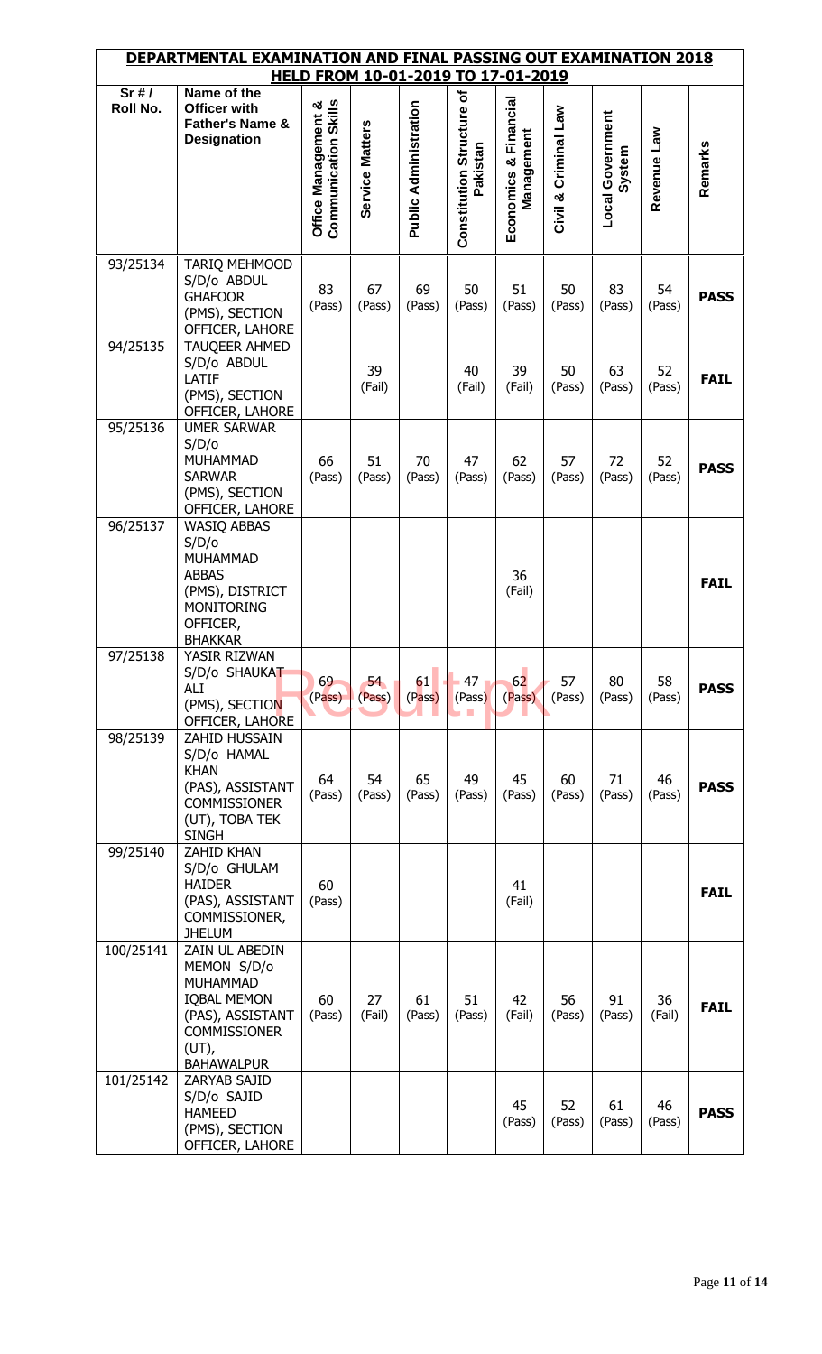# DEPARTMENTAL EXAMINATION AND FINAL PASSING OUT EXAMINATION 2018

## HELD FROM 10-01-2019 TO 17-01-2019

| Sr # / Roll No. | Name of the Officer with Father's Name & Designation | Office Management & Communication Skills | Service Matters | Public Administration | Constitution Structure of Pakistan | Economics & Financial Management | Civil & Criminal Law | Local Government System | Revenue Law | Remarks |
|---|---|---|---|---|---|---|---|---|---|---|
| 93/25134 | TARIQ MEHMOOD S/D/o ABDUL GHAFOOR (PMS), SECTION OFFICER, LAHORE | 83 (Pass) | 67 (Pass) | 69 (Pass) | 50 (Pass) | 51 (Pass) | 50 (Pass) | 83 (Pass) | 54 (Pass) | **PASS** |
| 94/25135 | TAUQEER AHMED S/D/o ABDUL LATIF (PMS), SECTION OFFICER, LAHORE | | 39 (Fail) | | 40 (Fail) | 39 (Fail) | 50 (Pass) | 63 (Pass) | 52 (Pass) | **FAIL** |
| 95/25136 | UMER SARWAR S/D/o MUHAMMAD SARWAR (PMS), SECTION OFFICER, LAHORE | 66 (Pass) | 51 (Pass) | 70 (Pass) | 47 (Pass) | 62 (Pass) | 57 (Pass) | 72 (Pass) | 52 (Pass) | **PASS** |
| 96/25137 | WASIQ ABBAS S/D/o MUHAMMAD ABBAS (PMS), DISTRICT MONITORING OFFICER, BHAKKAR | | | | | 36 (Fail) | | | | **FAIL** |
| 97/25138 | YASIR RIZWAN S/D/o SHAUKAT ALI (PMS), SECTION OFFICER, LAHORE | 69 (Pass) | 54 (Pass) | 61 (Pass) | 47 (Pass) | 62 (Pass) | 57 (Pass) | 80 (Pass) | 58 (Pass) | **PASS** |
| 98/25139 | ZAHID HUSSAIN S/D/o HAMAL KHAN (PAS), ASSISTANT COMMISSIONER (UT), TOBA TEK SINGH | 64 (Pass) | 54 (Pass) | 65 (Pass) | 49 (Pass) | 45 (Pass) | 60 (Pass) | 71 (Pass) | 46 (Pass) | **PASS** |
| 99/25140 | ZAHID KHAN S/D/o GHULAM HAIDER (PAS), ASSISTANT COMMISSIONER, JHELUM | 60 (Pass) | | | | 41 (Fail) | | | | **FAIL** |
| 100/25141 | ZAIN UL ABEDIN MEMON S/D/o MUHAMMAD IQBAL MEMON (PAS), ASSISTANT COMMISSIONER (UT), BAHAWALPUR | 60 (Pass) | 27 (Fail) | 61 (Pass) | 51 (Pass) | 42 (Fail) | 56 (Pass) | 91 (Pass) | 36 (Fail) | **FAIL** |
| 101/25142 | ZARYAB SAJID S/D/o SAJID HAMEED (PMS), SECTION OFFICER, LAHORE | | | | | 45 (Pass) | 52 (Pass) | 61 (Pass) | 46 (Pass) | **PASS** |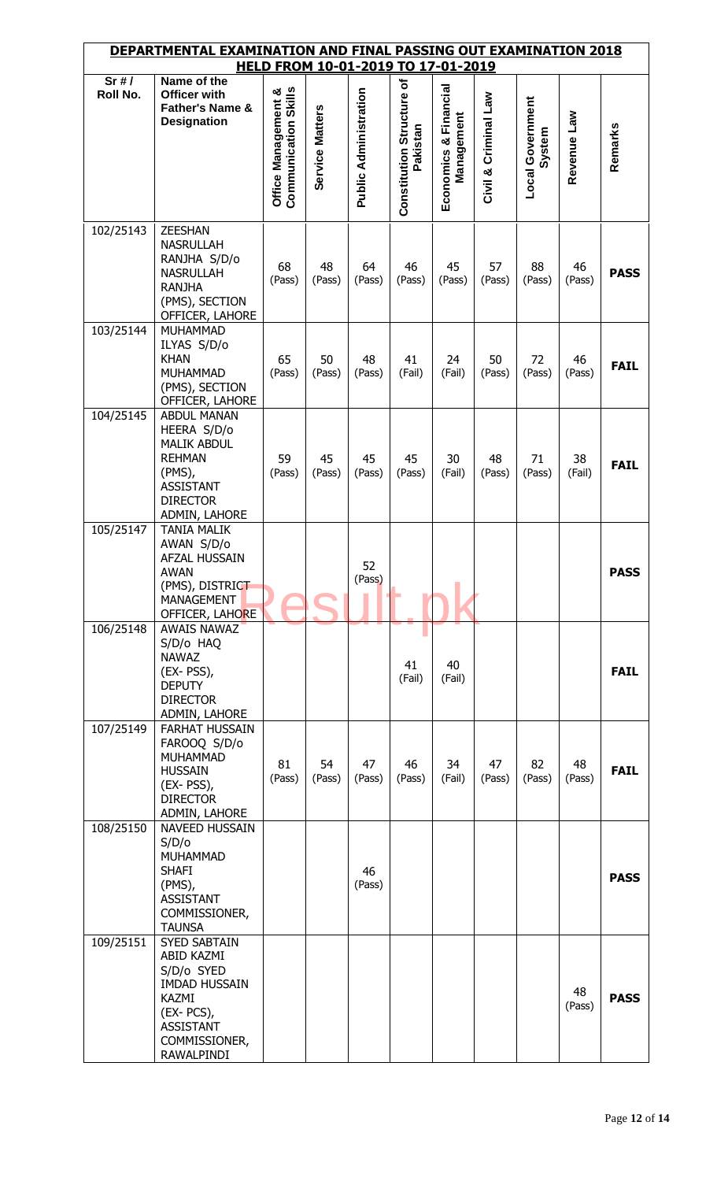## DEPARTMENTAL EXAMINATION AND FINAL PASSING OUT EXAMINATION 2018
## HELD FROM 10-01-2019 TO 17-01-2019

| Sr # / Roll No. | Name of the Officer with Father's Name & Designation | Office Management & Communication Skills | Service Matters | Public Administration | Constitution Structure of Pakistan | Economics & Financial Management | Civil & Criminal Law | Local Government System | Revenue Law | Remarks |
|---|---|---|---|---|---|---|---|---|---|---|
| 102/25143 | ZEESHAN NASRULLAH RANJHA S/D/o NASRULLAH RANJHA (PMS), SECTION OFFICER, LAHORE | 68 (Pass) | 48 (Pass) | 64 (Pass) | 46 (Pass) | 45 (Pass) | 57 (Pass) | 88 (Pass) | 46 (Pass) | **PASS** |
| 103/25144 | MUHAMMAD ILYAS S/D/o KHAN MUHAMMAD (PMS), SECTION OFFICER, LAHORE | 65 (Pass) | 50 (Pass) | 48 (Pass) | 41 (Fail) | 24 (Fail) | 50 (Pass) | 72 (Pass) | 46 (Pass) | **FAIL** |
| 104/25145 | ABDUL MANAN HEERA S/D/o MALIK ABDUL REHMAN (PMS), ASSISTANT DIRECTOR ADMIN, LAHORE | 59 (Pass) | 45 (Pass) | 45 (Pass) | 45 (Pass) | 30 (Fail) | 48 (Pass) | 71 (Pass) | 38 (Fail) | **FAIL** |
| 105/25147 | TANIA MALIK AWAN S/D/o AFZAL HUSSAIN AWAN (PMS), DISTRICT MANAGEMENT OFFICER, LAHORE | | | 52 (Pass) | | | | | | **PASS** |
| 106/25148 | AWAIS NAWAZ S/D/o HAQ NAWAZ (EX- PSS), DEPUTY DIRECTOR ADMIN, LAHORE | | | | 41 (Fail) | 40 (Fail) | | | | **FAIL** |
| 107/25149 | FARHAT HUSSAIN FAROOQ S/D/o MUHAMMAD HUSSAIN (EX- PSS), DIRECTOR ADMIN, LAHORE | 81 (Pass) | 54 (Pass) | 47 (Pass) | 46 (Pass) | 34 (Fail) | 47 (Pass) | 82 (Pass) | 48 (Pass) | **FAIL** |
| 108/25150 | NAVEED HUSSAIN S/D/o MUHAMMAD SHAFI (PMS), ASSISTANT COMMISSIONER, TAUNSA | | | 46 (Pass) | | | | | | **PASS** |
| 109/25151 | SYED SABTAIN ABID KAZMI S/D/o SYED IMDAD HUSSAIN KAZMI (EX- PCS), ASSISTANT COMMISSIONER, RAWALPINDI | | | | | | | | 48 (Pass) | **PASS** |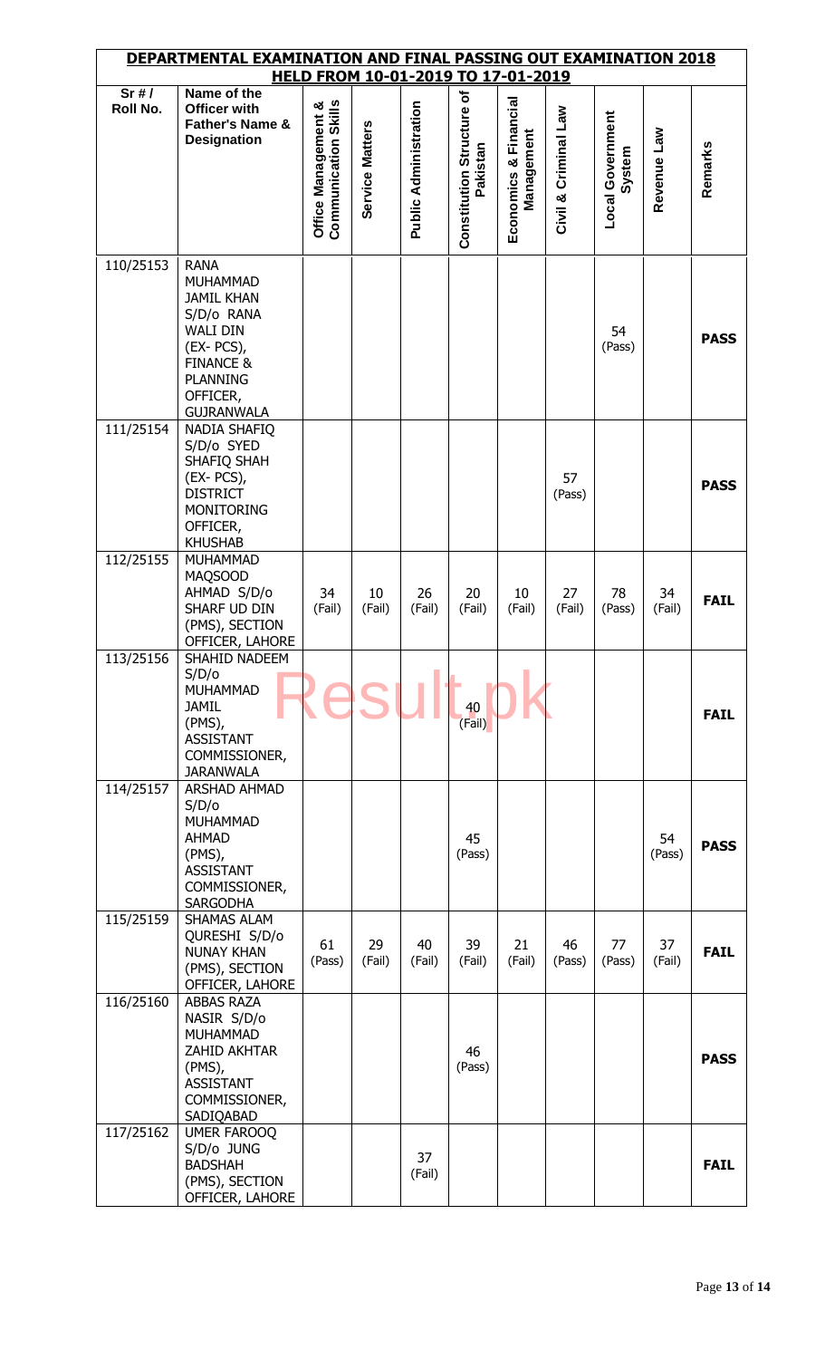## DEPARTMENTAL EXAMINATION AND FINAL PASSING OUT EXAMINATION 2018 HELD FROM 10-01-2019 TO 17-01-2019

| Sr # / Roll No. | Name of the Officer with Father's Name & Designation | Office Management & Communication Skills | Service Matters | Public Administration | Constitution Structure of Pakistan | Economics & Financial Management | Civil & Criminal Law | Local Government System | Revenue Law | Remarks |
|---|---|---|---|---|---|---|---|---|---|---|
| 110/25153 | RANA MUHAMMAD JAMIL KHAN S/D/o RANA WALI DIN (EX- PCS), FINANCE & PLANNING OFFICER, GUJRANWALA | | | | | | | 54 (Pass) | | **PASS** |
| 111/25154 | NADIA SHAFIQ S/D/o SYED SHAFIQ SHAH (EX- PCS), DISTRICT MONITORING OFFICER, KHUSHAB | | | | | | 57 (Pass) | | | **PASS** |
| 112/25155 | MUHAMMAD MAQSOOD AHMAD S/D/o SHARF UD DIN (PMS), SECTION OFFICER, LAHORE | 34 (Fail) | 10 (Fail) | 26 (Fail) | 20 (Fail) | 10 (Fail) | 27 (Fail) | 78 (Pass) | 34 (Fail) | **FAIL** |
| 113/25156 | SHAHID NADEEM S/D/o MUHAMMAD JAMIL (PMS), ASSISTANT COMMISSIONER, JARANWALA | | | | 40 (Fail) | | | | | **FAIL** |
| 114/25157 | ARSHAD AHMAD S/D/o MUHAMMAD AHMAD (PMS), ASSISTANT COMMISSIONER, SARGODHA | | | | 45 (Pass) | | | | 54 (Pass) | **PASS** |
| 115/25159 | SHAMAS ALAM QURESHI S/D/o NUNAY KHAN (PMS), SECTION OFFICER, LAHORE | 61 (Pass) | 29 (Fail) | 40 (Fail) | 39 (Fail) | 21 (Fail) | 46 (Pass) | 77 (Pass) | 37 (Fail) | **FAIL** |
| 116/25160 | ABBAS RAZA NASIR S/D/o MUHAMMAD ZAHID AKHTAR (PMS), ASSISTANT COMMISSIONER, SADIQABAD | | | | 46 (Pass) | | | | | **PASS** |
| 117/25162 | UMER FAROOQ S/D/o JUNG BADSHAH (PMS), SECTION OFFICER, LAHORE | | | 37 (Fail) | | | | | | **FAIL** |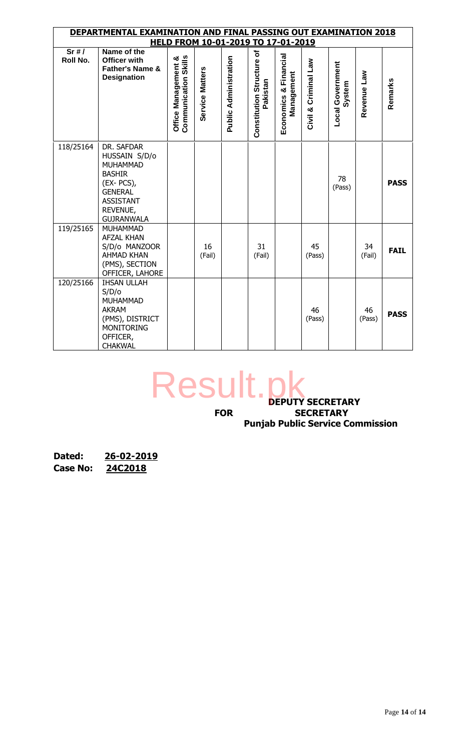**DEPARTMENTAL EXAMINATION AND FINAL PASSING OUT EXAMINATION 2018**
**HELD FROM 10-01-2019 TO 17-01-2019**

| Sr # / Roll No. | Name of the Officer with Father's Name & Designation | Office Management & Communication Skills | Service Matters | Public Administration | Constitution Structure of Pakistan | Economics & Financial Management | Civil & Criminal Law | Local Government System | Revenue Law | Remarks |
|---|---|---|---|---|---|---|---|---|---|---|
| 118/25164 | DR. SAFDAR HUSSAIN S/D/o MUHAMMAD BASHIR (EX- PCS), GENERAL ASSISTANT REVENUE, GUJRANWALA | | | | | | | 78 (Pass) | | **PASS** |
| 119/25165 | MUHAMMAD AFZAL KHAN S/D/o MANZOOR AHMAD KHAN (PMS), SECTION OFFICER, LAHORE | | 16 (Fail) | | 31 (Fail) | | 45 (Pass) | | 34 (Fail) | **FAIL** |
| 120/25166 | IHSAN ULLAH S/D/o MUHAMMAD AKRAM (PMS), DISTRICT MONITORING OFFICER, CHAKWAL | | | | | | 46 (Pass) | | 46 (Pass) | **PASS** |

Result.pk

**DEPUTY SECRETARY**
**FOR SECRETARY**
**Punjab Public Service Commission**

**Dated:** **26-02-2019**
**Case No:** **24C2018**